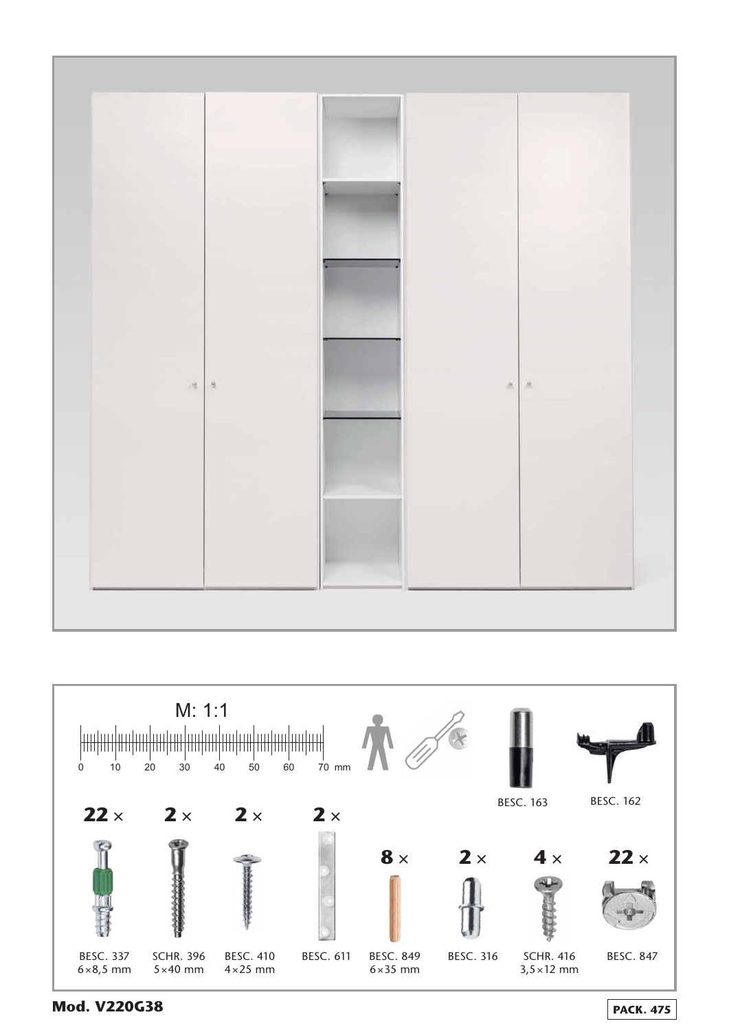M: 1:1

0 10 20 30 40 50 60 70 mm

| Quantity | Part | Size |
|---|---|---|
| 22 × | BESC. 337 | 6×8,5 mm |
| 2 × | SCHR. 396 | 5×40 mm |
| 2 × | BESC. 410 | 4×25 mm |
| 2 × | BESC. 611 | |
| 8 × | BESC. 849 | 6×35 mm |
| 2 × | BESC. 316 | |
| 4 × | SCHR. 416 | 3,5×12 mm |
| 22 × | BESC. 847 | |
| | BESC. 163 | |
| | BESC. 162 | |

**Mod. V220G38**

**PACK. 475**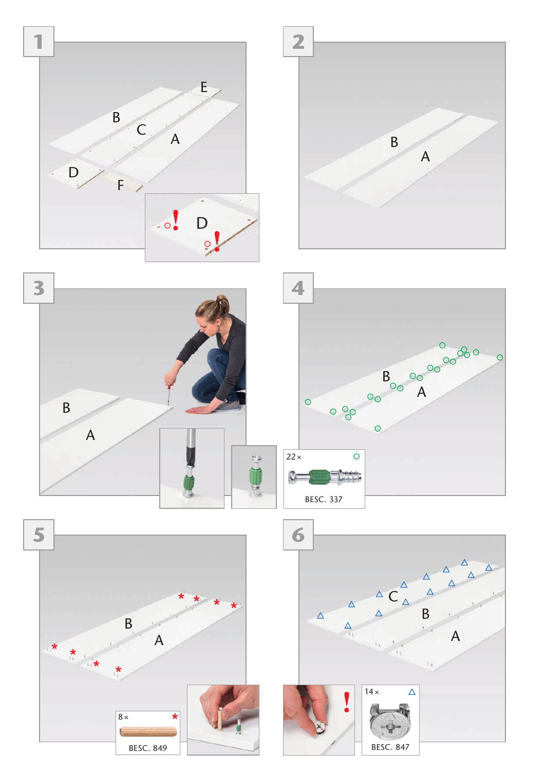1

B C A E D F

D

2

B A

3

B A

4

B A

22 ×

BESC. 337

5

B A

8 ×

BESC. 849

6

C B A

14 ×

BESC. 847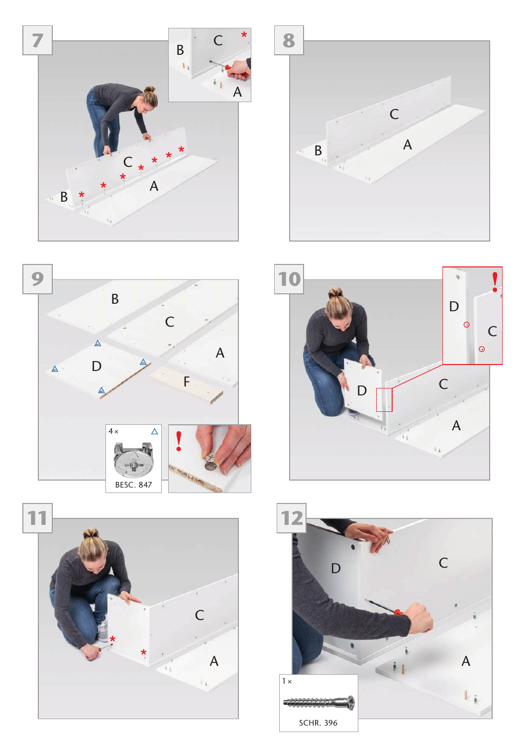7

B C A

8

C B A

9

B C D A F

4 × BESC. 847

10

D C A

11

C A

12

D C A

1 × SCHR. 396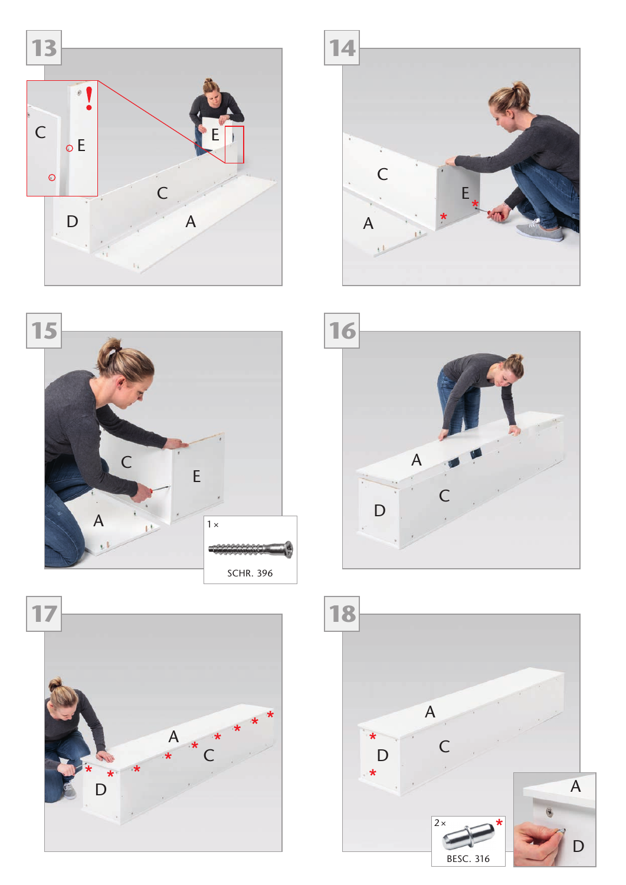13

C

E

C

D

A

14

C

E

A

15

C

E

A

1 ×

SCHR. 396

16

A

C

D

17

A

C

D

18

A

C

D

2 ×

BESC. 316

A

D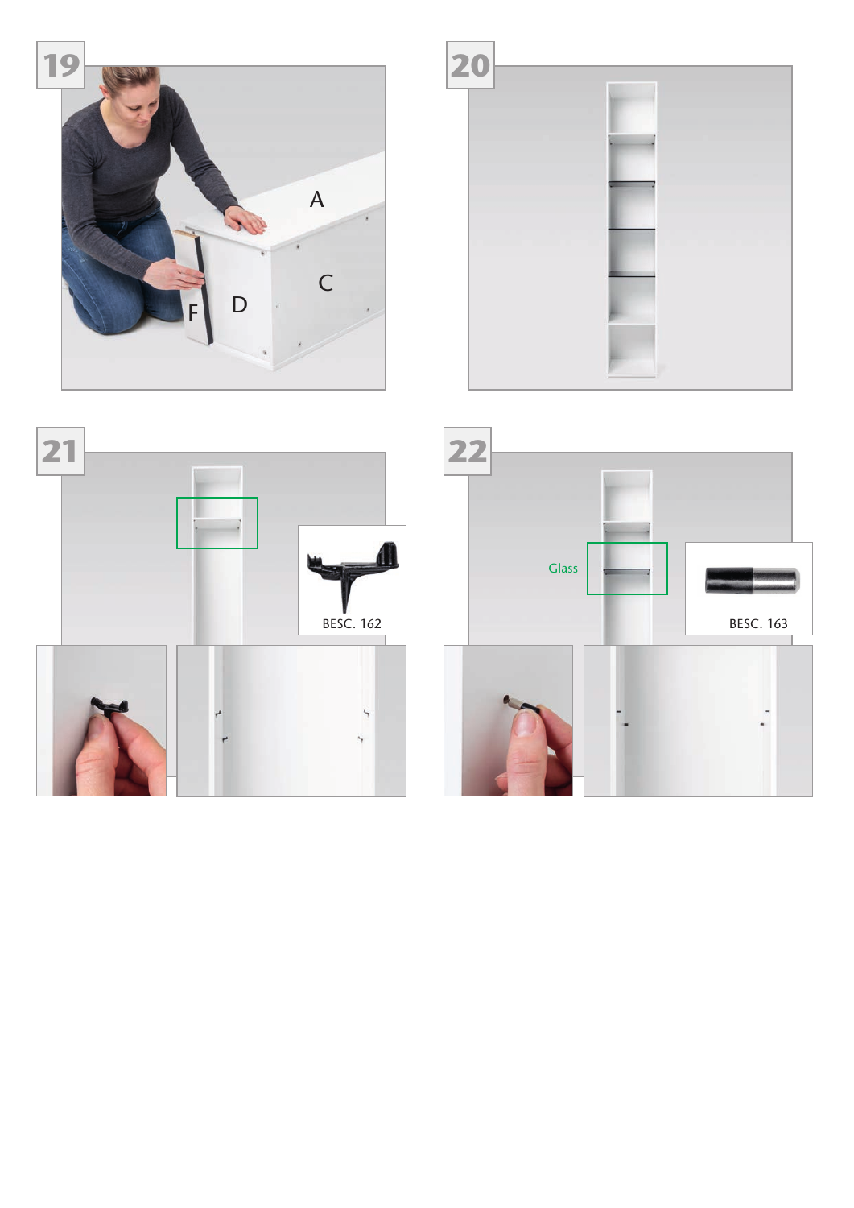19

A

C

F D

20

21

BESC. 162

22

Glass

BESC. 163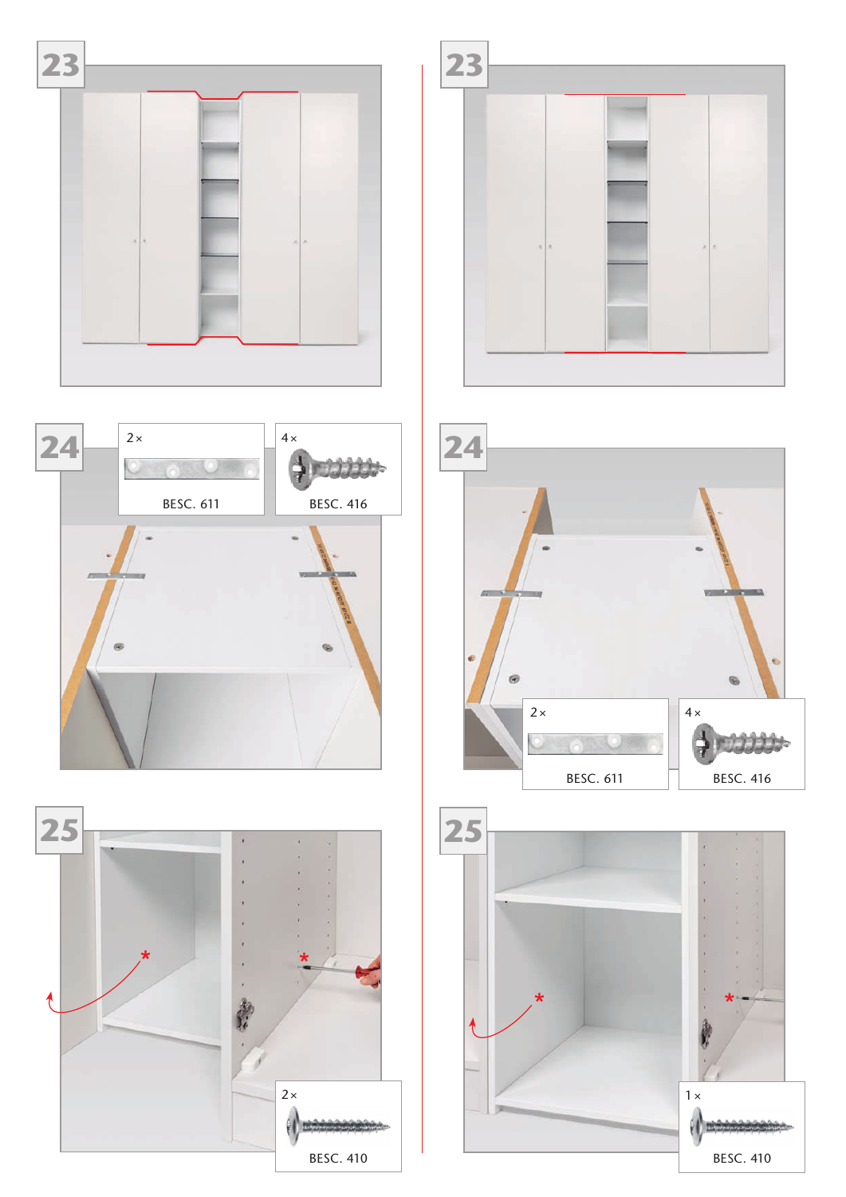23

23

24

2×

BESC. 611

4×

BESC. 416

24

2×

BESC. 611

4×

BESC. 416

25

2×

BESC. 410

25

1×

BESC. 410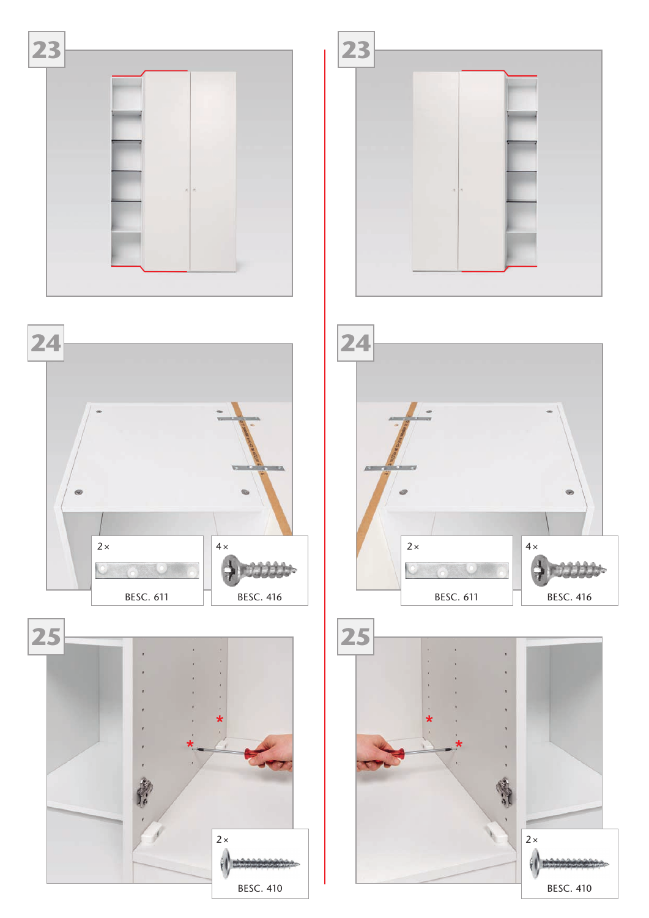## 23

## 23

## 24

2 ×

BESC. 611

4 ×

BESC. 416

## 24

2 ×

BESC. 611

4 ×

BESC. 416

## 25

2 ×

BESC. 410

## 25

2 ×

BESC. 410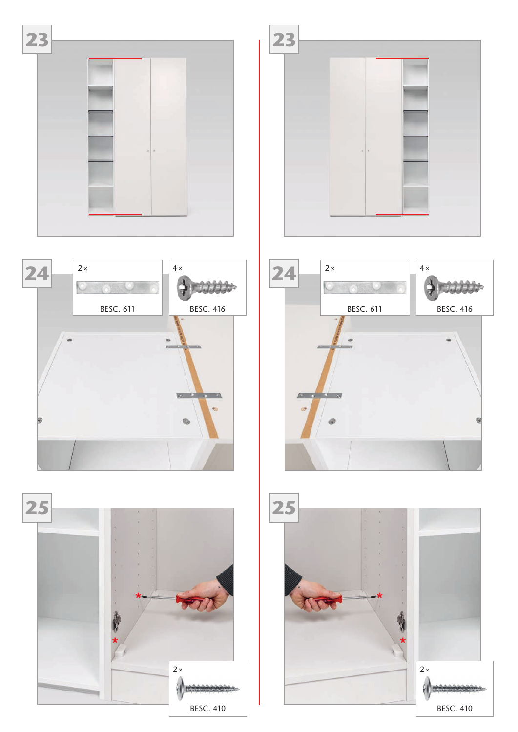23

23

24

2×

BESC. 611

4×

BESC. 416

24

2×

BESC. 611

4×

BESC. 416

25

*

*

2×

BESC. 410

25

*

*

2×

BESC. 410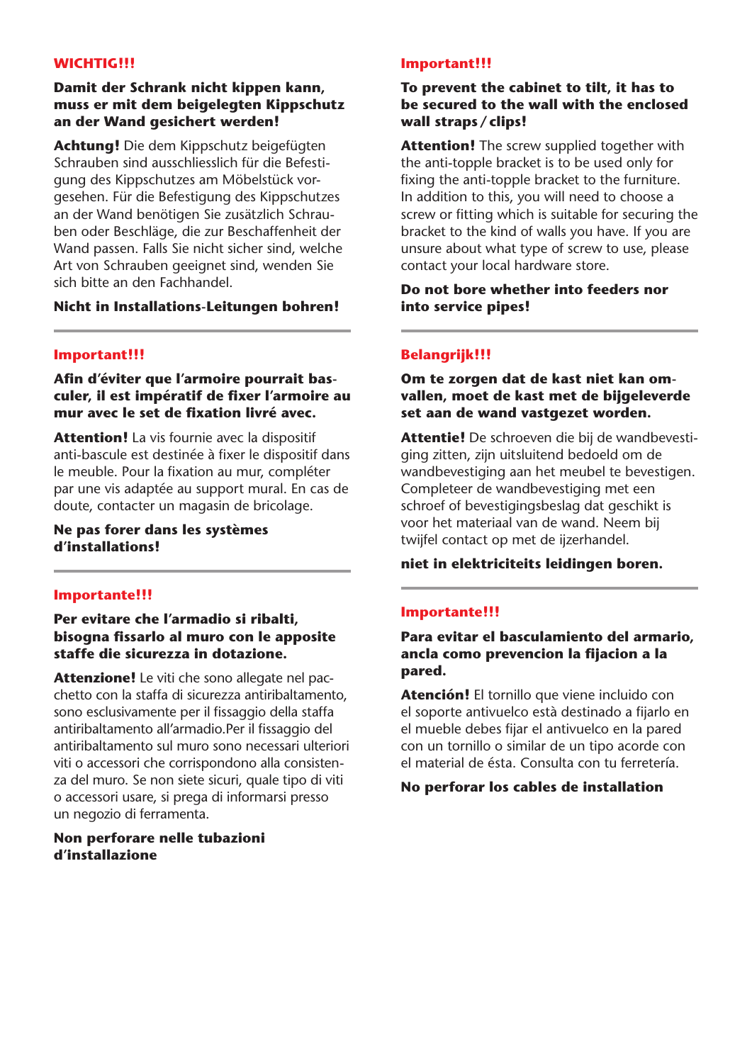**WICHTIG!!!**

**Damit der Schrank nicht kippen kann, muss er mit dem beigelegten Kippschutz an der Wand gesichert werden!**

**Achtung!** Die dem Kippschutz beigefügten Schrauben sind ausschliesslich für die Befestigung des Kippschutzes am Möbelstück vorgesehen. Für die Befestigung des Kippschutzes an der Wand benötigen Sie zusätzlich Schrauben oder Beschläge, die zur Beschaffenheit der Wand passen. Falls Sie nicht sicher sind, welche Art von Schrauben geeignet sind, wenden Sie sich bitte an den Fachhandel.

**Nicht in Installations-Leitungen bohren!**

---

**Important!!!**

**Afin d'éviter que l'armoire pourrait basculer, il est impératif de fixer l'armoire au mur avec le set de fixation livré avec.**

**Attention!** La vis fournie avec la dispositif anti-bascule est destinée à fixer le dispositif dans le meuble. Pour la fixation au mur, compléter par une vis adaptée au support mural. En cas de doute, contacter un magasin de bricolage.

**Ne pas forer dans les systèmes d'installations!**

---

**Importante!!!**

**Per evitare che l'armadio si ribalti, bisogna fissarlo al muro con le apposite staffe die sicurezza in dotazione.**

**Attenzione!** Le viti che sono allegate nel pacchetto con la staffa di sicurezza antiribaltamento, sono esclusivamente per il fissaggio della staffa antiribaltamento all'armadio.Per il fissaggio del antiribaltamento sul muro sono necessari ulteriori viti o accessori che corrispondono alla consistenza del muro. Se non siete sicuri, quale tipo di viti o accessori usare, si prega di informarsi presso un negozio di ferramenta.

**Non perforare nelle tubazioni d'installazione**

---

**Important!!!**

**To prevent the cabinet to tilt, it has to be secured to the wall with the enclosed wall straps / clips!**

**Attention!** The screw supplied together with the anti-topple bracket is to be used only for fixing the anti-topple bracket to the furniture. In addition to this, you will need to choose a screw or fitting which is suitable for securing the bracket to the kind of walls you have. If you are unsure about what type of screw to use, please contact your local hardware store.

**Do not bore whether into feeders nor into service pipes!**

---

**Belangrijk!!!**

**Om te zorgen dat de kast niet kan omvallen, moet de kast met de bijgeleverde set aan de wand vastgezet worden.**

**Attentie!** De schroeven die bij de wandbevestiging zitten, zijn uitsluitend bedoeld om de wandbevestiging aan het meubel te bevestigen. Completeer de wandbevestiging met een schroef of bevestigingsbeslag dat geschikt is voor het materiaal van de wand. Neem bij twijfel contact op met de ijzerhandel.

**niet in elektriciteits leidingen boren.**

---

**Importante!!!**

**Para evitar el basculamiento del armario, ancla como prevencion la fijacion a la pared.**

**Atención!** El tornillo que viene incluido con el soporte antivuelco està destinado a fijarlo en el mueble debes fijar el antivuelco en la pared con un tornillo o similar de un tipo acorde con el material de ésta. Consulta con tu ferretería.

**No perforar los cables de installation**